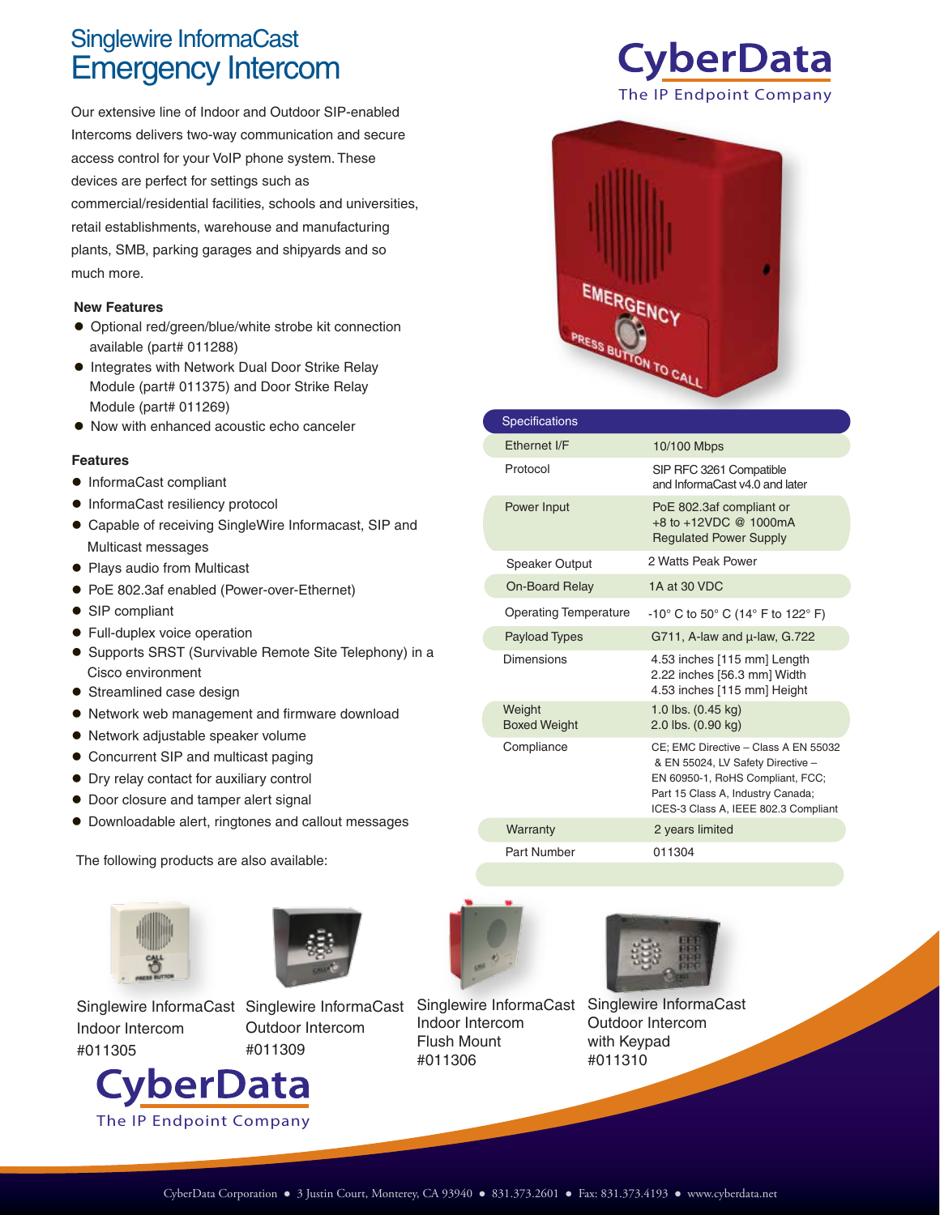# Singlewire InformaCast Emergency Intercom

CyberData
The IP Endpoint Company

Our extensive line of Indoor and Outdoor SIP-enabled Intercoms delivers two-way communication and secure access control for your VoIP phone system. These devices are perfect for settings such as commercial/residential facilities, schools and universities, retail establishments, warehouse and manufacturing plants, SMB, parking garages and shipyards and so much more.

### New Features

- Optional red/green/blue/white strobe kit connection available (part# 011288)
- Integrates with Network Dual Door Strike Relay Module (part# 011375) and Door Strike Relay Module (part# 011269)
- Now with enhanced acoustic echo canceler

### Features

- InformaCast compliant
- InformaCast resiliency protocol
- Capable of receiving SingleWire Informacast, SIP and Multicast messages
- Plays audio from Multicast
- PoE 802.3af enabled (Power-over-Ethernet)
- SIP compliant
- Full-duplex voice operation
- Supports SRST (Survivable Remote Site Telephony) in a Cisco environment
- Streamlined case design
- Network web management and firmware download
- Network adjustable speaker volume
- Concurrent SIP and multicast paging
- Dry relay contact for auxiliary control
- Door closure and tamper alert signal
- Downloadable alert, ringtones and callout messages

| Specifications | |
|---|---|
| Ethernet I/F | 10/100 Mbps |
| Protocol | SIP RFC 3261 Compatible and InformaCast v4.0 and later |
| Power Input | PoE 802.3af compliant or +8 to +12VDC @ 1000mA Regulated Power Supply |
| Speaker Output | 2 Watts Peak Power |
| On-Board Relay | 1A at 30 VDC |
| Operating Temperature | -10° C to 50° C (14° F to 122° F) |
| Payload Types | G711, A-law and µ-law, G.722 |
| Dimensions | 4.53 inches [115 mm] Length<br>2.22 inches [56.3 mm] Width<br>4.53 inches [115 mm] Height |
| Weight<br>Boxed Weight | 1.0 lbs. (0.45 kg)<br>2.0 lbs. (0.90 kg) |
| Compliance | CE; EMC Directive – Class A EN 55032 & EN 55024, LV Safety Directive – EN 60950-1, RoHS Compliant, FCC; Part 15 Class A, Industry Canada; ICES-3 Class A, IEEE 802.3 Compliant |
| Warranty | 2 years limited |
| Part Number | 011304 |

The following products are also available:

Singlewire InformaCast Indoor Intercom #011305

Singlewire InformaCast Outdoor Intercom #011309

Singlewire InformaCast Indoor Intercom Flush Mount #011306

Singlewire InformaCast Outdoor Intercom with Keypad #011310

CyberData
The IP Endpoint Company

CyberData Corporation ● 3 Justin Court, Monterey, CA 93940 ● 831.373.2601 ● Fax: 831.373.4193 ● www.cyberdata.net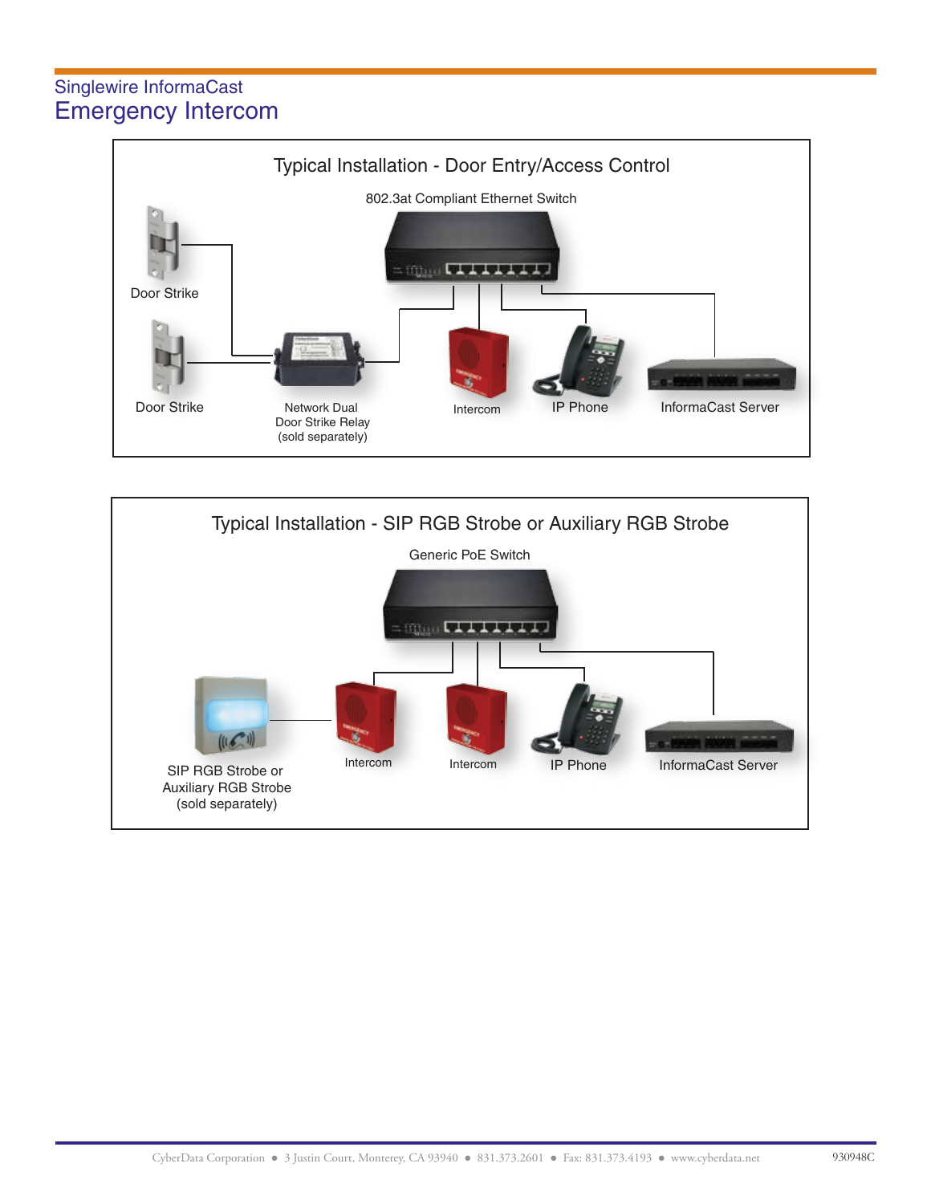Singlewire InformaCast

# Emergency Intercom

## Typical Installation - Door Entry/Access Control

802.3at Compliant Ethernet Switch

Door Strike

Door Strike

Network Dual
Door Strike Relay
(sold separately)

Intercom

IP Phone

InformaCast Server

## Typical Installation - SIP RGB Strobe or Auxiliary RGB Strobe

Generic PoE Switch

SIP RGB Strobe or
Auxiliary RGB Strobe
(sold separately)

Intercom

Intercom

IP Phone

InformaCast Server

CyberData Corporation • 3 Justin Court, Monterey, CA 93940 • 831.373.2601 • Fax: 831.373.4193 • www.cyberdata.net

930948C